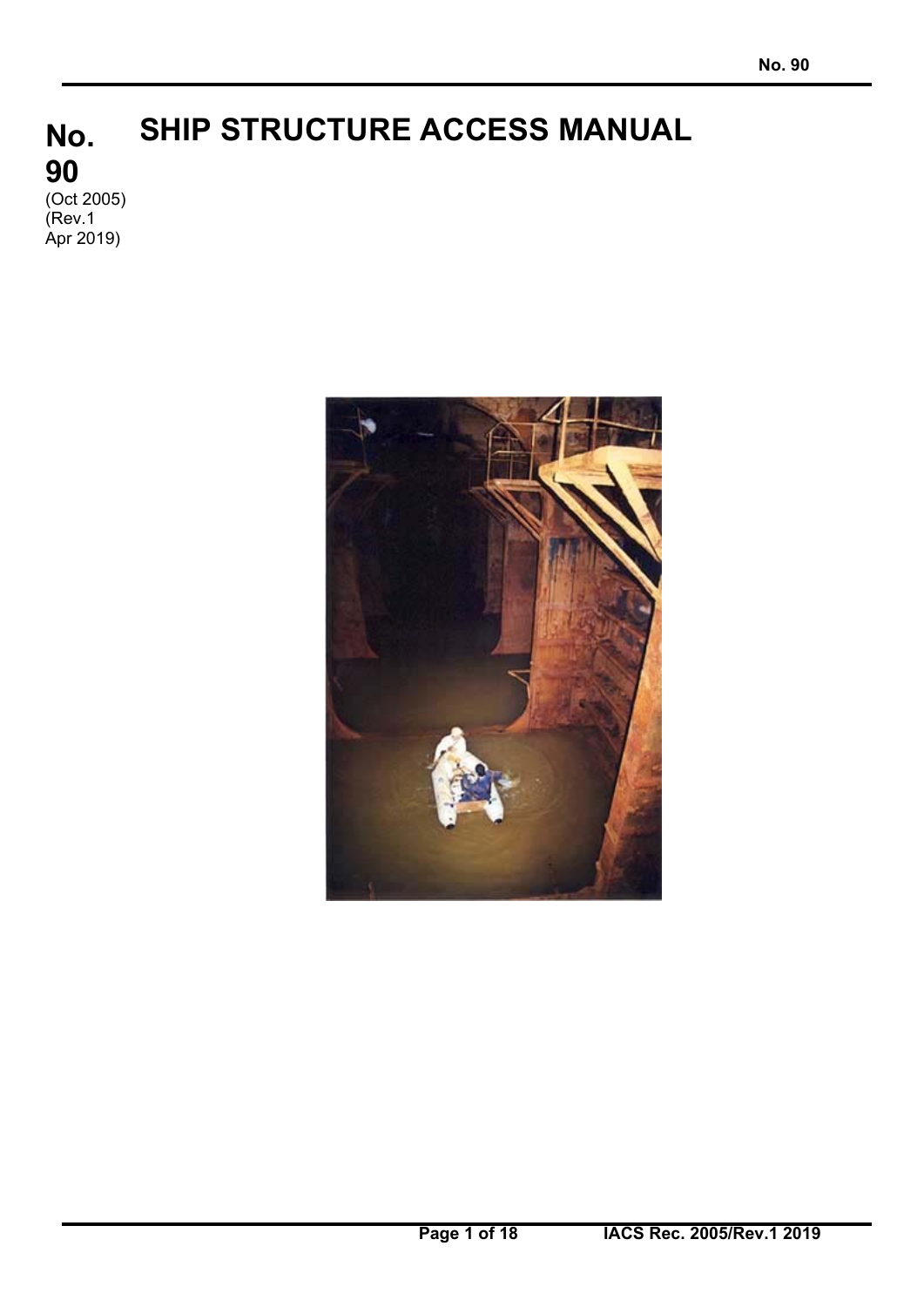# No. 90 SHIP STRUCTURE ACCESS MANUAL

(Oct 2005)
(Rev.1
Apr 2019)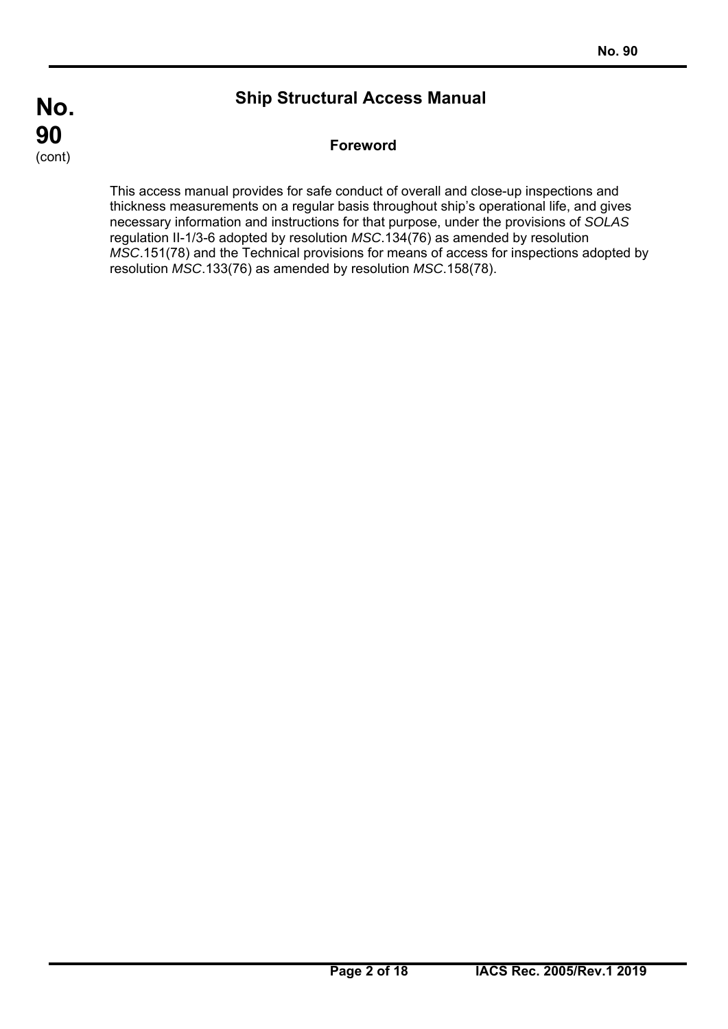# Ship Structural Access Manual

## Foreword

This access manual provides for safe conduct of overall and close-up inspections and thickness measurements on a regular basis throughout ship's operational life, and gives necessary information and instructions for that purpose, under the provisions of *SOLAS* regulation II-1/3-6 adopted by resolution *MSC*.134(76) as amended by resolution *MSC*.151(78) and the Technical provisions for means of access for inspections adopted by resolution *MSC*.133(76) as amended by resolution *MSC*.158(78).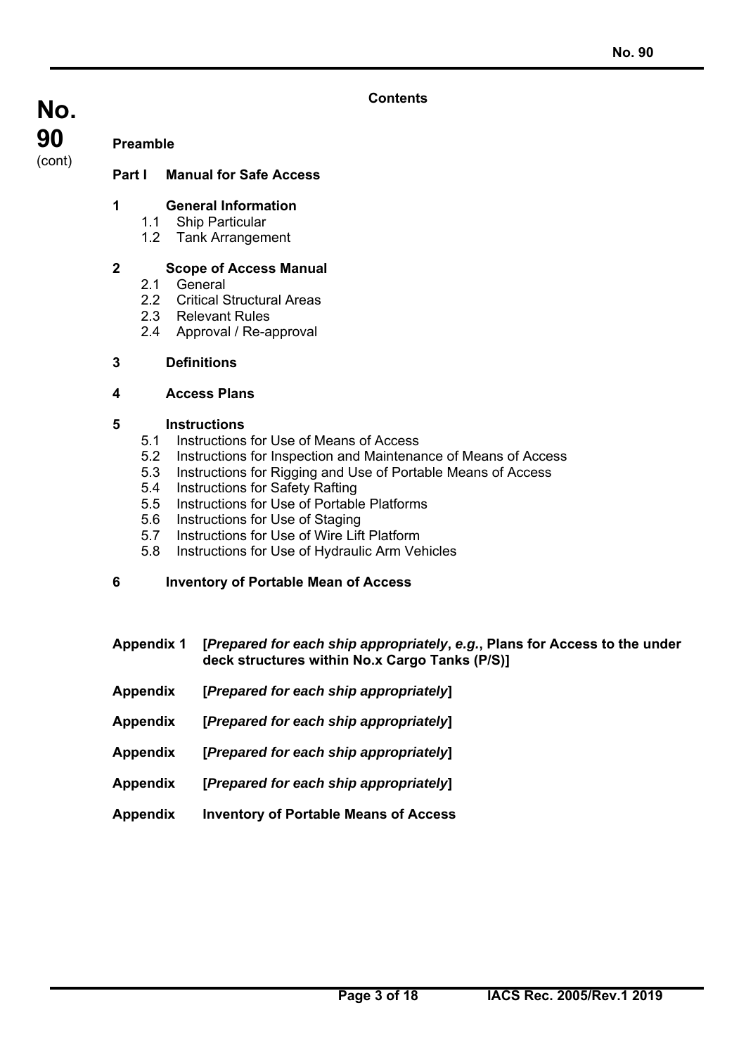## Contents

**Preamble**

**Part I Manual for Safe Access**

**1 General Information**
- 1.1 Ship Particular
- 1.2 Tank Arrangement

**2 Scope of Access Manual**
- 2.1 General
- 2.2 Critical Structural Areas
- 2.3 Relevant Rules
- 2.4 Approval / Re-approval

**3 Definitions**

**4 Access Plans**

**5 Instructions**
- 5.1 Instructions for Use of Means of Access
- 5.2 Instructions for Inspection and Maintenance of Means of Access
- 5.3 Instructions for Rigging and Use of Portable Means of Access
- 5.4 Instructions for Safety Rafting
- 5.5 Instructions for Use of Portable Platforms
- 5.6 Instructions for Use of Staging
- 5.7 Instructions for Use of Wire Lift Platform
- 5.8 Instructions for Use of Hydraulic Arm Vehicles

**6 Inventory of Portable Mean of Access**

**Appendix 1 [*Prepared for each ship appropriately*, *e.g.*, Plans for Access to the under deck structures within No.x Cargo Tanks (P/S)]**

**Appendix [*Prepared for each ship appropriately*]**

**Appendix [*Prepared for each ship appropriately*]**

**Appendix [*Prepared for each ship appropriately*]**

**Appendix [*Prepared for each ship appropriately*]**

**Appendix Inventory of Portable Means of Access**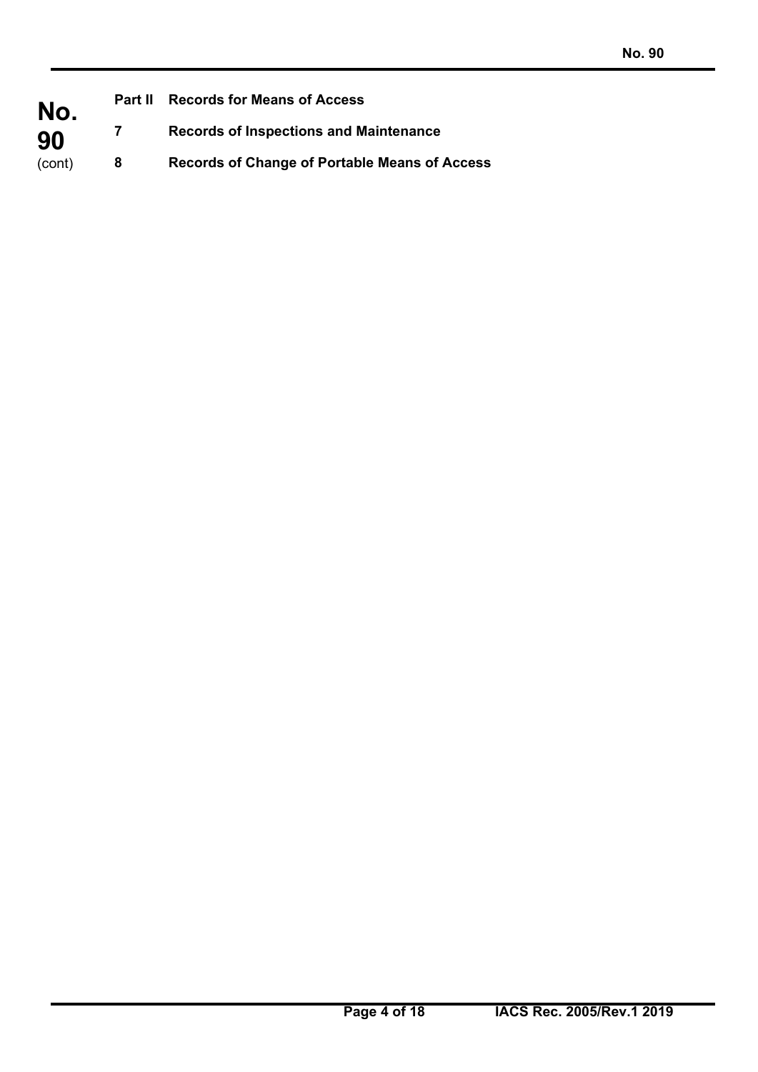**Part II Records for Means of Access**

**7 Records of Inspections and Maintenance**

**8 Records of Change of Portable Means of Access**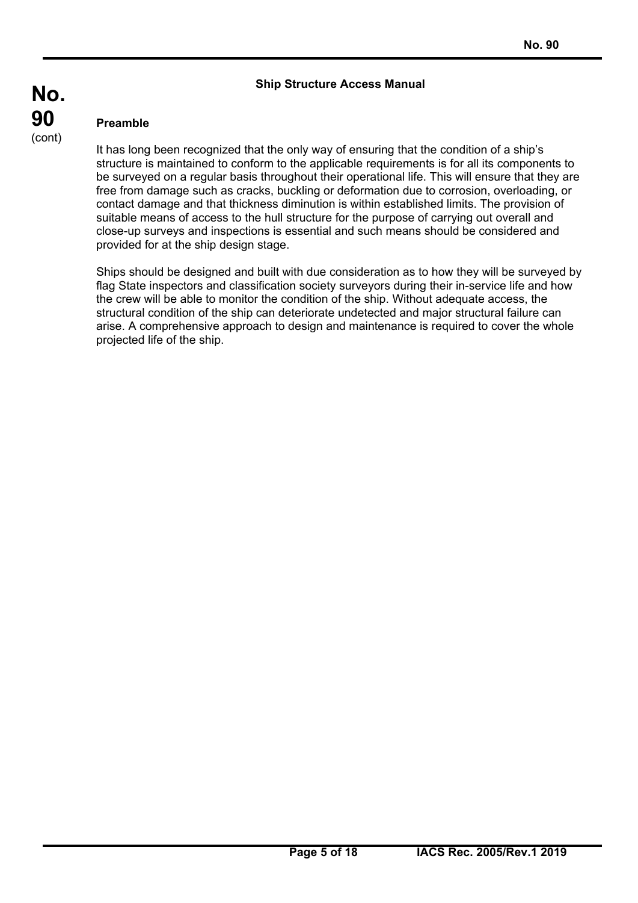## Ship Structure Access Manual

### Preamble

It has long been recognized that the only way of ensuring that the condition of a ship's structure is maintained to conform to the applicable requirements is for all its components to be surveyed on a regular basis throughout their operational life. This will ensure that they are free from damage such as cracks, buckling or deformation due to corrosion, overloading, or contact damage and that thickness diminution is within established limits. The provision of suitable means of access to the hull structure for the purpose of carrying out overall and close-up surveys and inspections is essential and such means should be considered and provided for at the ship design stage.

Ships should be designed and built with due consideration as to how they will be surveyed by flag State inspectors and classification society surveyors during their in-service life and how the crew will be able to monitor the condition of the ship. Without adequate access, the structural condition of the ship can deteriorate undetected and major structural failure can arise. A comprehensive approach to design and maintenance is required to cover the whole projected life of the ship.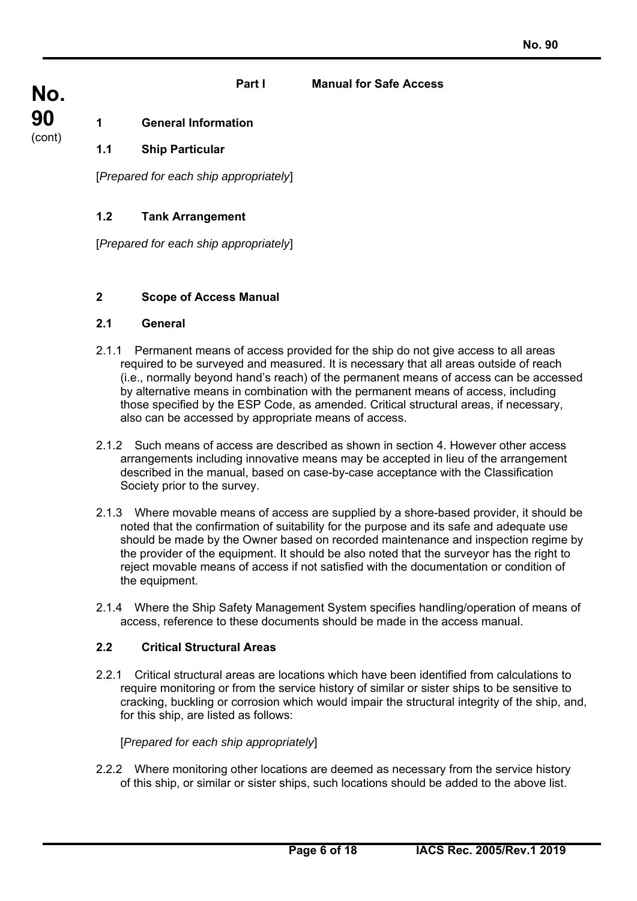## Part I Manual for Safe Access

### 1 General Information

#### 1.1 Ship Particular

[*Prepared for each ship appropriately*]

#### 1.2 Tank Arrangement

[*Prepared for each ship appropriately*]

### 2 Scope of Access Manual

#### 2.1 General

2.1.1 Permanent means of access provided for the ship do not give access to all areas required to be surveyed and measured. It is necessary that all areas outside of reach (i.e., normally beyond hand's reach) of the permanent means of access can be accessed by alternative means in combination with the permanent means of access, including those specified by the ESP Code, as amended. Critical structural areas, if necessary, also can be accessed by appropriate means of access.

2.1.2 Such means of access are described as shown in section 4. However other access arrangements including innovative means may be accepted in lieu of the arrangement described in the manual, based on case-by-case acceptance with the Classification Society prior to the survey.

2.1.3 Where movable means of access are supplied by a shore-based provider, it should be noted that the confirmation of suitability for the purpose and its safe and adequate use should be made by the Owner based on recorded maintenance and inspection regime by the provider of the equipment. It should be also noted that the surveyor has the right to reject movable means of access if not satisfied with the documentation or condition of the equipment.

2.1.4 Where the Ship Safety Management System specifies handling/operation of means of access, reference to these documents should be made in the access manual.

#### 2.2 Critical Structural Areas

2.2.1 Critical structural areas are locations which have been identified from calculations to require monitoring or from the service history of similar or sister ships to be sensitive to cracking, buckling or corrosion which would impair the structural integrity of the ship, and, for this ship, are listed as follows:

[*Prepared for each ship appropriately*]

2.2.2 Where monitoring other locations are deemed as necessary from the service history of this ship, or similar or sister ships, such locations should be added to the above list.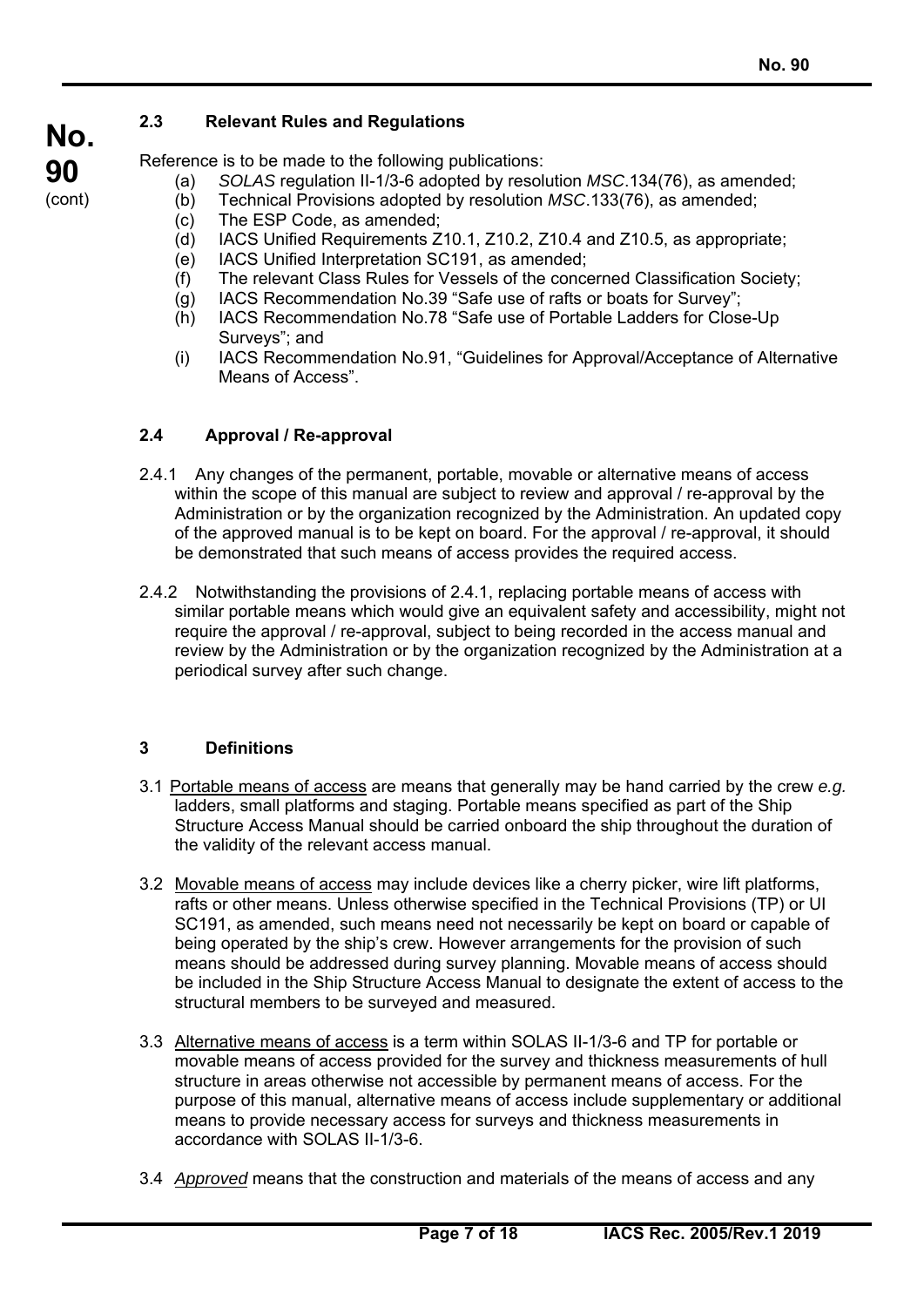### 2.3 Relevant Rules and Regulations

Reference is to be made to the following publications:

(a) *SOLAS* regulation II-1/3-6 adopted by resolution *MSC*.134(76), as amended;
(b) Technical Provisions adopted by resolution *MSC*.133(76), as amended;
(c) The ESP Code, as amended;
(d) IACS Unified Requirements Z10.1, Z10.2, Z10.4 and Z10.5, as appropriate;
(e) IACS Unified Interpretation SC191, as amended;
(f) The relevant Class Rules for Vessels of the concerned Classification Society;
(g) IACS Recommendation No.39 "Safe use of rafts or boats for Survey";
(h) IACS Recommendation No.78 "Safe use of Portable Ladders for Close-Up Surveys"; and
(i) IACS Recommendation No.91, "Guidelines for Approval/Acceptance of Alternative Means of Access".

### 2.4 Approval / Re-approval

2.4.1 Any changes of the permanent, portable, movable or alternative means of access within the scope of this manual are subject to review and approval / re-approval by the Administration or by the organization recognized by the Administration. An updated copy of the approved manual is to be kept on board. For the approval / re-approval, it should be demonstrated that such means of access provides the required access.

2.4.2 Notwithstanding the provisions of 2.4.1, replacing portable means of access with similar portable means which would give an equivalent safety and accessibility, might not require the approval / re-approval, subject to being recorded in the access manual and review by the Administration or by the organization recognized by the Administration at a periodical survey after such change.

## 3 Definitions

3.1 Portable means of access are means that generally may be hand carried by the crew *e.g.* ladders, small platforms and staging. Portable means specified as part of the Ship Structure Access Manual should be carried onboard the ship throughout the duration of the validity of the relevant access manual.

3.2 Movable means of access may include devices like a cherry picker, wire lift platforms, rafts or other means. Unless otherwise specified in the Technical Provisions (TP) or UI SC191, as amended, such means need not necessarily be kept on board or capable of being operated by the ship's crew. However arrangements for the provision of such means should be addressed during survey planning. Movable means of access should be included in the Ship Structure Access Manual to designate the extent of access to the structural members to be surveyed and measured.

3.3 Alternative means of access is a term within SOLAS II-1/3-6 and TP for portable or movable means of access provided for the survey and thickness measurements of hull structure in areas otherwise not accessible by permanent means of access. For the purpose of this manual, alternative means of access include supplementary or additional means to provide necessary access for surveys and thickness measurements in accordance with SOLAS II-1/3-6.

3.4 *Approved* means that the construction and materials of the means of access and any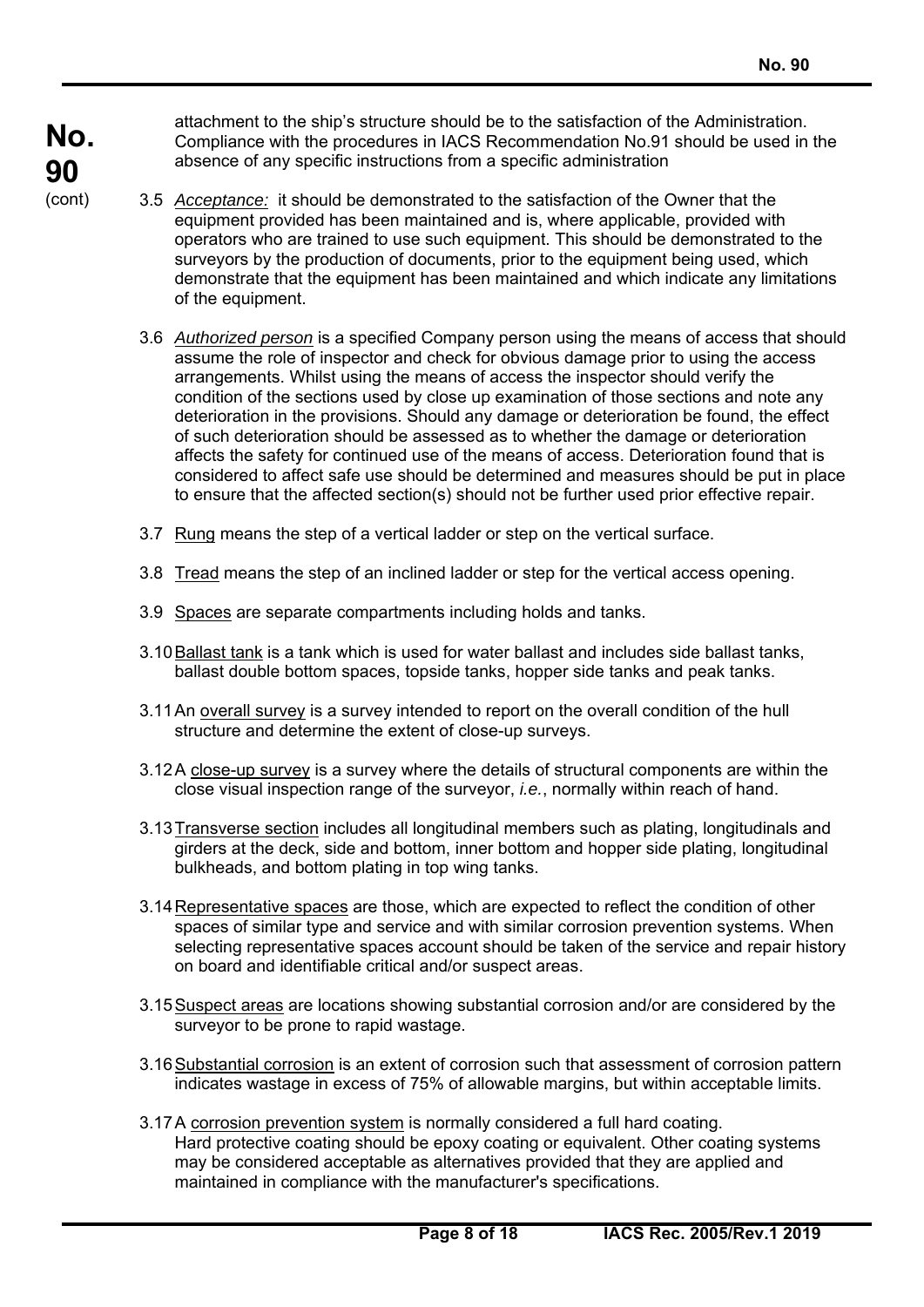attachment to the ship's structure should be to the satisfaction of the Administration. Compliance with the procedures in IACS Recommendation No.91 should be used in the absence of any specific instructions from a specific administration

3.5 *Acceptance:* it should be demonstrated to the satisfaction of the Owner that the equipment provided has been maintained and is, where applicable, provided with operators who are trained to use such equipment. This should be demonstrated to the surveyors by the production of documents, prior to the equipment being used, which demonstrate that the equipment has been maintained and which indicate any limitations of the equipment.

3.6 *Authorized person* is a specified Company person using the means of access that should assume the role of inspector and check for obvious damage prior to using the access arrangements. Whilst using the means of access the inspector should verify the condition of the sections used by close up examination of those sections and note any deterioration in the provisions. Should any damage or deterioration be found, the effect of such deterioration should be assessed as to whether the damage or deterioration affects the safety for continued use of the means of access. Deterioration found that is considered to affect safe use should be determined and measures should be put in place to ensure that the affected section(s) should not be further used prior effective repair.

3.7 Rung means the step of a vertical ladder or step on the vertical surface.

3.8 Tread means the step of an inclined ladder or step for the vertical access opening.

3.9 Spaces are separate compartments including holds and tanks.

3.10 Ballast tank is a tank which is used for water ballast and includes side ballast tanks, ballast double bottom spaces, topside tanks, hopper side tanks and peak tanks.

3.11 An overall survey is a survey intended to report on the overall condition of the hull structure and determine the extent of close-up surveys.

3.12 A close-up survey is a survey where the details of structural components are within the close visual inspection range of the surveyor, *i.e.*, normally within reach of hand.

3.13 Transverse section includes all longitudinal members such as plating, longitudinals and girders at the deck, side and bottom, inner bottom and hopper side plating, longitudinal bulkheads, and bottom plating in top wing tanks.

3.14 Representative spaces are those, which are expected to reflect the condition of other spaces of similar type and service and with similar corrosion prevention systems. When selecting representative spaces account should be taken of the service and repair history on board and identifiable critical and/or suspect areas.

3.15 Suspect areas are locations showing substantial corrosion and/or are considered by the surveyor to be prone to rapid wastage.

3.16 Substantial corrosion is an extent of corrosion such that assessment of corrosion pattern indicates wastage in excess of 75% of allowable margins, but within acceptable limits.

3.17 A corrosion prevention system is normally considered a full hard coating.
Hard protective coating should be epoxy coating or equivalent. Other coating systems may be considered acceptable as alternatives provided that they are applied and maintained in compliance with the manufacturer's specifications.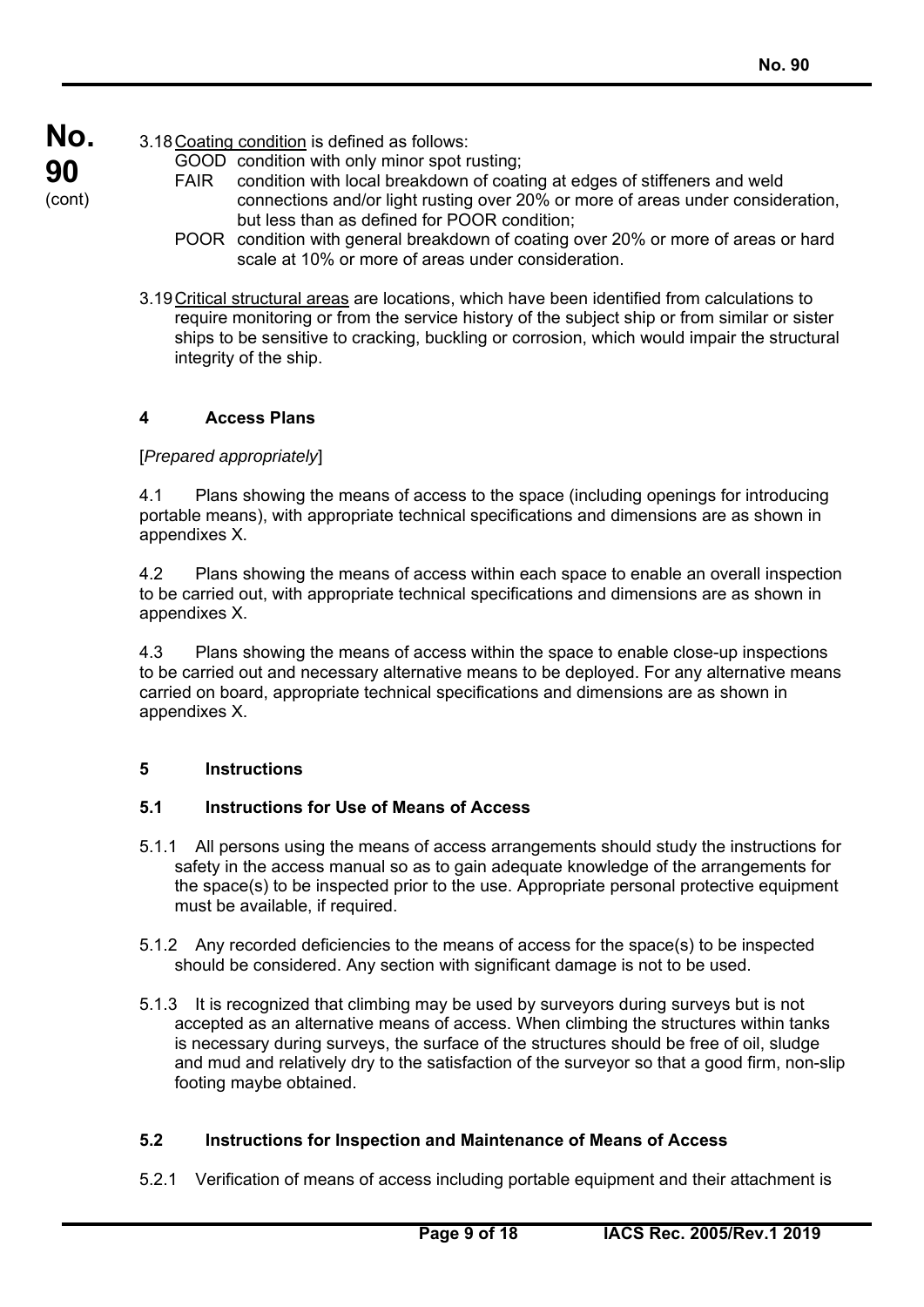3.18 Coating condition is defined as follows:

GOOD condition with only minor spot rusting;

FAIR condition with local breakdown of coating at edges of stiffeners and weld connections and/or light rusting over 20% or more of areas under consideration, but less than as defined for POOR condition;

POOR condition with general breakdown of coating over 20% or more of areas or hard scale at 10% or more of areas under consideration.

3.19 Critical structural areas are locations, which have been identified from calculations to require monitoring or from the service history of the subject ship or from similar or sister ships to be sensitive to cracking, buckling or corrosion, which would impair the structural integrity of the ship.

## 4 Access Plans

[*Prepared appropriately*]

4.1 Plans showing the means of access to the space (including openings for introducing portable means), with appropriate technical specifications and dimensions are as shown in appendixes X.

4.2 Plans showing the means of access within each space to enable an overall inspection to be carried out, with appropriate technical specifications and dimensions are as shown in appendixes X.

4.3 Plans showing the means of access within the space to enable close-up inspections to be carried out and necessary alternative means to be deployed. For any alternative means carried on board, appropriate technical specifications and dimensions are as shown in appendixes X.

## 5 Instructions

### 5.1 Instructions for Use of Means of Access

5.1.1 All persons using the means of access arrangements should study the instructions for safety in the access manual so as to gain adequate knowledge of the arrangements for the space(s) to be inspected prior to the use. Appropriate personal protective equipment must be available, if required.

5.1.2 Any recorded deficiencies to the means of access for the space(s) to be inspected should be considered. Any section with significant damage is not to be used.

5.1.3 It is recognized that climbing may be used by surveyors during surveys but is not accepted as an alternative means of access. When climbing the structures within tanks is necessary during surveys, the surface of the structures should be free of oil, sludge and mud and relatively dry to the satisfaction of the surveyor so that a good firm, non-slip footing maybe obtained.

### 5.2 Instructions for Inspection and Maintenance of Means of Access

5.2.1 Verification of means of access including portable equipment and their attachment is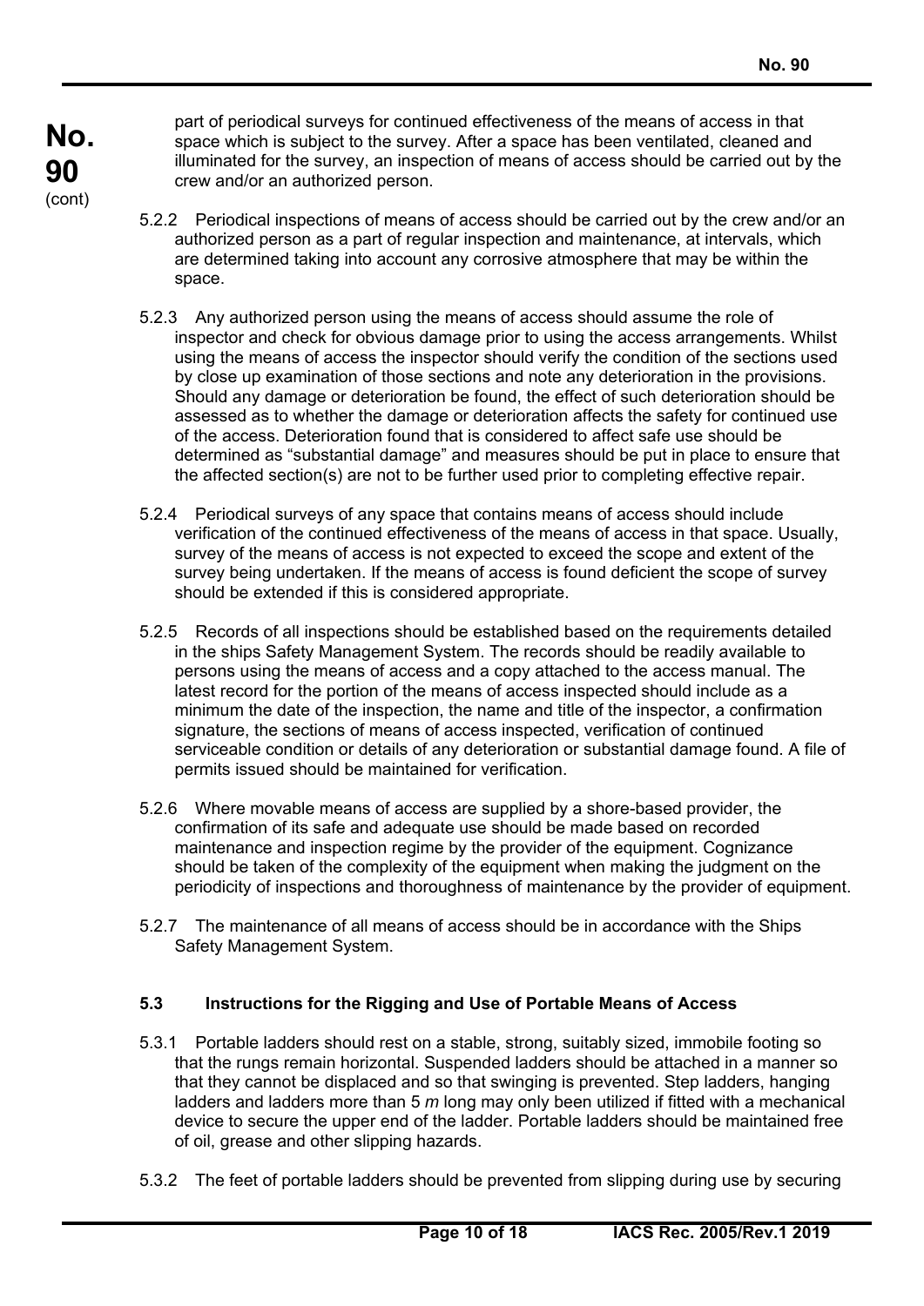part of periodical surveys for continued effectiveness of the means of access in that space which is subject to the survey. After a space has been ventilated, cleaned and illuminated for the survey, an inspection of means of access should be carried out by the crew and/or an authorized person.

5.2.2 Periodical inspections of means of access should be carried out by the crew and/or an authorized person as a part of regular inspection and maintenance, at intervals, which are determined taking into account any corrosive atmosphere that may be within the space.

5.2.3 Any authorized person using the means of access should assume the role of inspector and check for obvious damage prior to using the access arrangements. Whilst using the means of access the inspector should verify the condition of the sections used by close up examination of those sections and note any deterioration in the provisions. Should any damage or deterioration be found, the effect of such deterioration should be assessed as to whether the damage or deterioration affects the safety for continued use of the access. Deterioration found that is considered to affect safe use should be determined as "substantial damage" and measures should be put in place to ensure that the affected section(s) are not to be further used prior to completing effective repair.

5.2.4 Periodical surveys of any space that contains means of access should include verification of the continued effectiveness of the means of access in that space. Usually, survey of the means of access is not expected to exceed the scope and extent of the survey being undertaken. If the means of access is found deficient the scope of survey should be extended if this is considered appropriate.

5.2.5 Records of all inspections should be established based on the requirements detailed in the ships Safety Management System. The records should be readily available to persons using the means of access and a copy attached to the access manual. The latest record for the portion of the means of access inspected should include as a minimum the date of the inspection, the name and title of the inspector, a confirmation signature, the sections of means of access inspected, verification of continued serviceable condition or details of any deterioration or substantial damage found. A file of permits issued should be maintained for verification.

5.2.6 Where movable means of access are supplied by a shore-based provider, the confirmation of its safe and adequate use should be made based on recorded maintenance and inspection regime by the provider of the equipment. Cognizance should be taken of the complexity of the equipment when making the judgment on the periodicity of inspections and thoroughness of maintenance by the provider of equipment.

5.2.7 The maintenance of all means of access should be in accordance with the Ships Safety Management System.

### 5.3 Instructions for the Rigging and Use of Portable Means of Access

5.3.1 Portable ladders should rest on a stable, strong, suitably sized, immobile footing so that the rungs remain horizontal. Suspended ladders should be attached in a manner so that they cannot be displaced and so that swinging is prevented. Step ladders, hanging ladders and ladders more than 5 *m* long may only been utilized if fitted with a mechanical device to secure the upper end of the ladder. Portable ladders should be maintained free of oil, grease and other slipping hazards.

5.3.2 The feet of portable ladders should be prevented from slipping during use by securing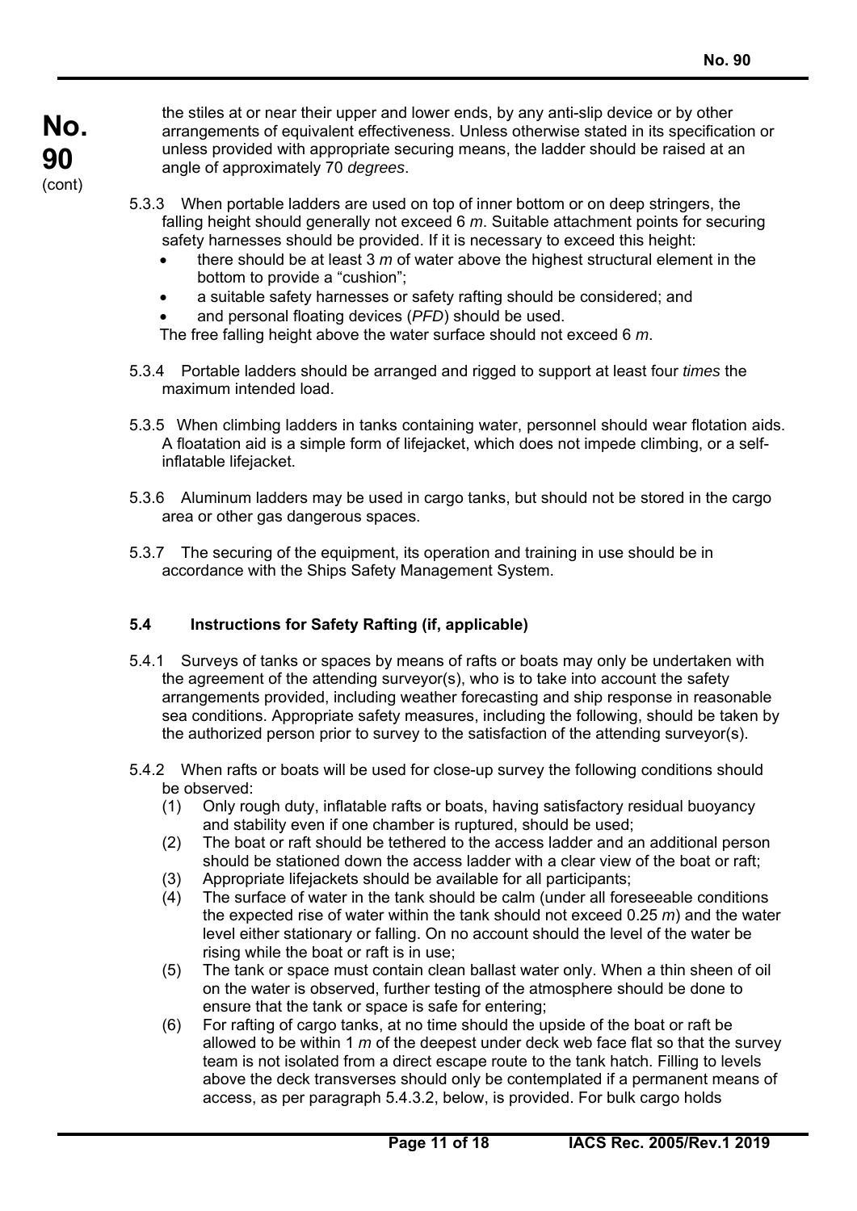the stiles at or near their upper and lower ends, by any anti-slip device or by other arrangements of equivalent effectiveness. Unless otherwise stated in its specification or unless provided with appropriate securing means, the ladder should be raised at an angle of approximately 70 *degrees*.

5.3.3 When portable ladders are used on top of inner bottom or on deep stringers, the falling height should generally not exceed 6 *m*. Suitable attachment points for securing safety harnesses should be provided. If it is necessary to exceed this height:

- there should be at least 3 *m* of water above the highest structural element in the bottom to provide a "cushion";
- a suitable safety harnesses or safety rafting should be considered; and
- and personal floating devices (*PFD*) should be used.

The free falling height above the water surface should not exceed 6 *m*.

5.3.4 Portable ladders should be arranged and rigged to support at least four *times* the maximum intended load.

5.3.5 When climbing ladders in tanks containing water, personnel should wear flotation aids. A floatation aid is a simple form of lifejacket, which does not impede climbing, or a self-inflatable lifejacket.

5.3.6 Aluminum ladders may be used in cargo tanks, but should not be stored in the cargo area or other gas dangerous spaces.

5.3.7 The securing of the equipment, its operation and training in use should be in accordance with the Ships Safety Management System.

### 5.4 Instructions for Safety Rafting (if, applicable)

5.4.1 Surveys of tanks or spaces by means of rafts or boats may only be undertaken with the agreement of the attending surveyor(s), who is to take into account the safety arrangements provided, including weather forecasting and ship response in reasonable sea conditions. Appropriate safety measures, including the following, should be taken by the authorized person prior to survey to the satisfaction of the attending surveyor(s).

5.4.2 When rafts or boats will be used for close-up survey the following conditions should be observed:

(1) Only rough duty, inflatable rafts or boats, having satisfactory residual buoyancy and stability even if one chamber is ruptured, should be used;
(2) The boat or raft should be tethered to the access ladder and an additional person should be stationed down the access ladder with a clear view of the boat or raft;
(3) Appropriate lifejackets should be available for all participants;
(4) The surface of water in the tank should be calm (under all foreseeable conditions the expected rise of water within the tank should not exceed 0.25 *m*) and the water level either stationary or falling. On no account should the level of the water be rising while the boat or raft is in use;
(5) The tank or space must contain clean ballast water only. When a thin sheen of oil on the water is observed, further testing of the atmosphere should be done to ensure that the tank or space is safe for entering;
(6) For rafting of cargo tanks, at no time should the upside of the boat or raft be allowed to be within 1 *m* of the deepest under deck web face flat so that the survey team is not isolated from a direct escape route to the tank hatch. Filling to levels above the deck transverses should only be contemplated if a permanent means of access, as per paragraph 5.4.3.2, below, is provided. For bulk cargo holds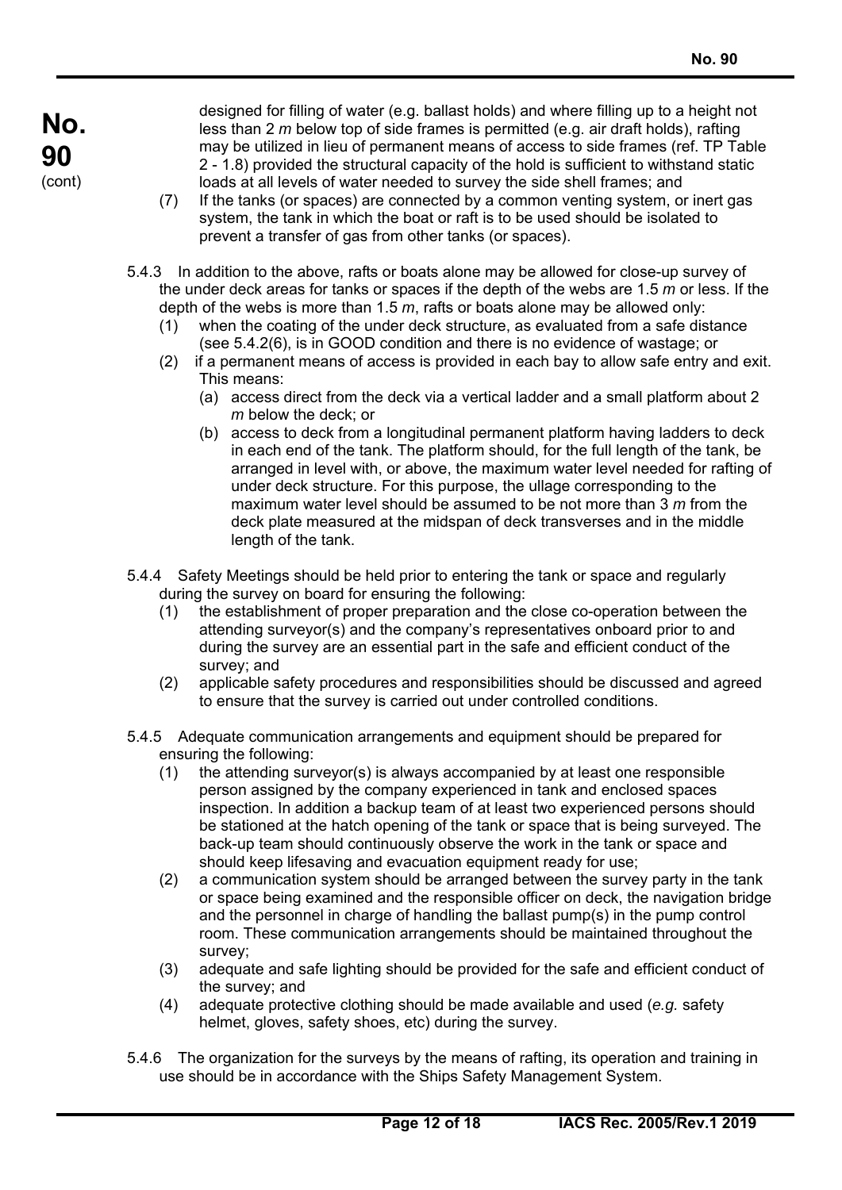designed for filling of water (e.g. ballast holds) and where filling up to a height not less than 2 *m* below top of side frames is permitted (e.g. air draft holds), rafting may be utilized in lieu of permanent means of access to side frames (ref. TP Table 2 - 1.8) provided the structural capacity of the hold is sufficient to withstand static loads at all levels of water needed to survey the side shell frames; and

(7) If the tanks (or spaces) are connected by a common venting system, or inert gas system, the tank in which the boat or raft is to be used should be isolated to prevent a transfer of gas from other tanks (or spaces).

5.4.3 In addition to the above, rafts or boats alone may be allowed for close-up survey of the under deck areas for tanks or spaces if the depth of the webs are 1.5 *m* or less. If the depth of the webs is more than 1.5 *m*, rafts or boats alone may be allowed only:

(1) when the coating of the under deck structure, as evaluated from a safe distance (see 5.4.2(6), is in GOOD condition and there is no evidence of wastage; or

(2) if a permanent means of access is provided in each bay to allow safe entry and exit. This means:

  (a) access direct from the deck via a vertical ladder and a small platform about 2 *m* below the deck; or

  (b) access to deck from a longitudinal permanent platform having ladders to deck in each end of the tank. The platform should, for the full length of the tank, be arranged in level with, or above, the maximum water level needed for rafting of under deck structure. For this purpose, the ullage corresponding to the maximum water level should be assumed to be not more than 3 *m* from the deck plate measured at the midspan of deck transverses and in the middle length of the tank.

5.4.4 Safety Meetings should be held prior to entering the tank or space and regularly during the survey on board for ensuring the following:

(1) the establishment of proper preparation and the close co-operation between the attending surveyor(s) and the company's representatives onboard prior to and during the survey are an essential part in the safe and efficient conduct of the survey; and

(2) applicable safety procedures and responsibilities should be discussed and agreed to ensure that the survey is carried out under controlled conditions.

5.4.5 Adequate communication arrangements and equipment should be prepared for ensuring the following:

(1) the attending surveyor(s) is always accompanied by at least one responsible person assigned by the company experienced in tank and enclosed spaces inspection. In addition a backup team of at least two experienced persons should be stationed at the hatch opening of the tank or space that is being surveyed. The back-up team should continuously observe the work in the tank or space and should keep lifesaving and evacuation equipment ready for use;

(2) a communication system should be arranged between the survey party in the tank or space being examined and the responsible officer on deck, the navigation bridge and the personnel in charge of handling the ballast pump(s) in the pump control room. These communication arrangements should be maintained throughout the survey;

(3) adequate and safe lighting should be provided for the safe and efficient conduct of the survey; and

(4) adequate protective clothing should be made available and used (*e.g.* safety helmet, gloves, safety shoes, etc) during the survey.

5.4.6 The organization for the surveys by the means of rafting, its operation and training in use should be in accordance with the Ships Safety Management System.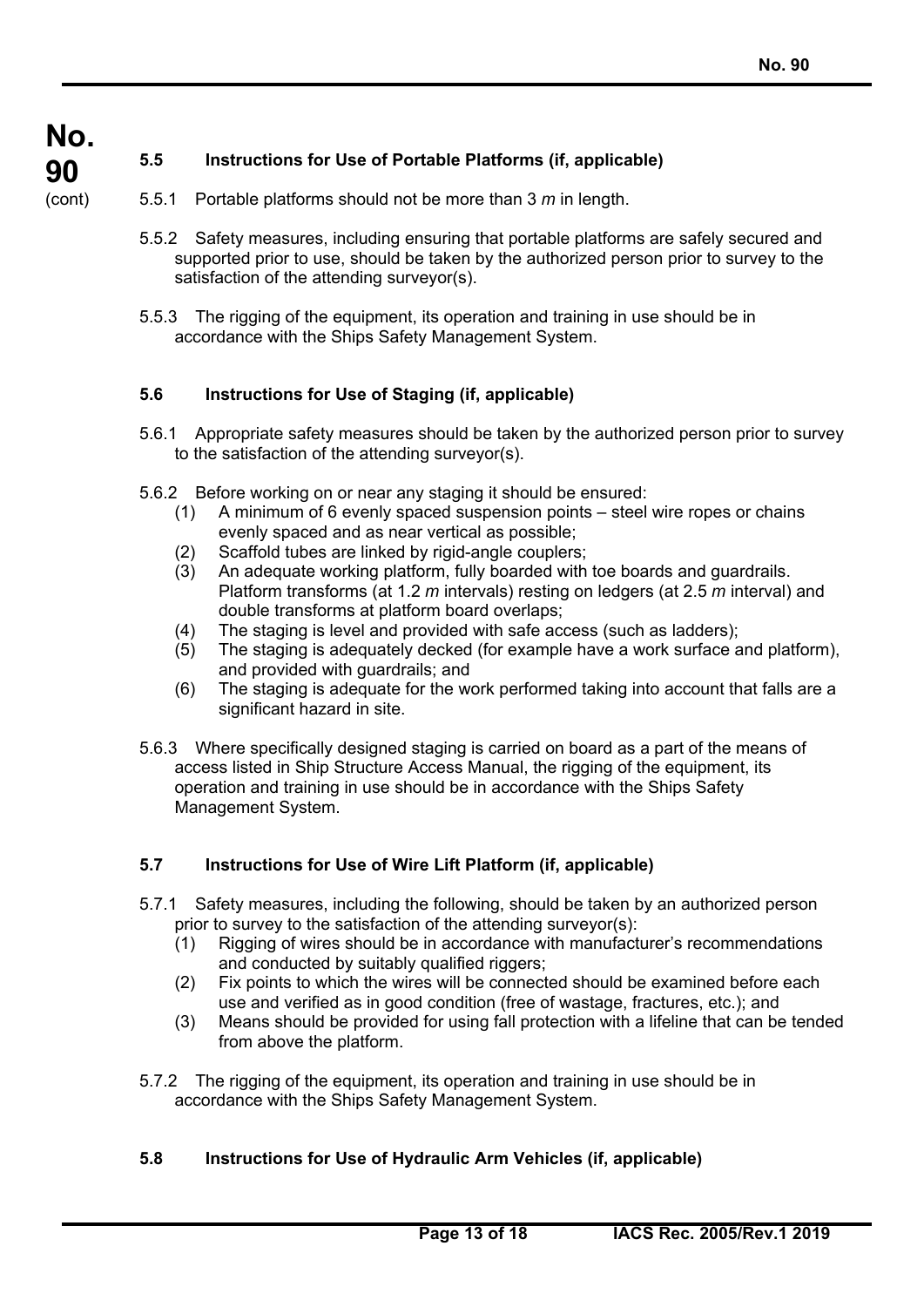### 5.5 Instructions for Use of Portable Platforms (if, applicable)

5.5.1 Portable platforms should not be more than 3 *m* in length.

5.5.2 Safety measures, including ensuring that portable platforms are safely secured and supported prior to use, should be taken by the authorized person prior to survey to the satisfaction of the attending surveyor(s).

5.5.3 The rigging of the equipment, its operation and training in use should be in accordance with the Ships Safety Management System.

### 5.6 Instructions for Use of Staging (if, applicable)

5.6.1 Appropriate safety measures should be taken by the authorized person prior to survey to the satisfaction of the attending surveyor(s).

5.6.2 Before working on or near any staging it should be ensured:

(1) A minimum of 6 evenly spaced suspension points – steel wire ropes or chains evenly spaced and as near vertical as possible;

(2) Scaffold tubes are linked by rigid-angle couplers;

(3) An adequate working platform, fully boarded with toe boards and guardrails. Platform transforms (at 1.2 *m* intervals) resting on ledgers (at 2.5 *m* interval) and double transforms at platform board overlaps;

(4) The staging is level and provided with safe access (such as ladders);

(5) The staging is adequately decked (for example have a work surface and platform), and provided with guardrails; and

(6) The staging is adequate for the work performed taking into account that falls are a significant hazard in site.

5.6.3 Where specifically designed staging is carried on board as a part of the means of access listed in Ship Structure Access Manual, the rigging of the equipment, its operation and training in use should be in accordance with the Ships Safety Management System.

### 5.7 Instructions for Use of Wire Lift Platform (if, applicable)

5.7.1 Safety measures, including the following, should be taken by an authorized person prior to survey to the satisfaction of the attending surveyor(s):

(1) Rigging of wires should be in accordance with manufacturer's recommendations and conducted by suitably qualified riggers;

(2) Fix points to which the wires will be connected should be examined before each use and verified as in good condition (free of wastage, fractures, etc.); and

(3) Means should be provided for using fall protection with a lifeline that can be tended from above the platform.

5.7.2 The rigging of the equipment, its operation and training in use should be in accordance with the Ships Safety Management System.

### 5.8 Instructions for Use of Hydraulic Arm Vehicles (if, applicable)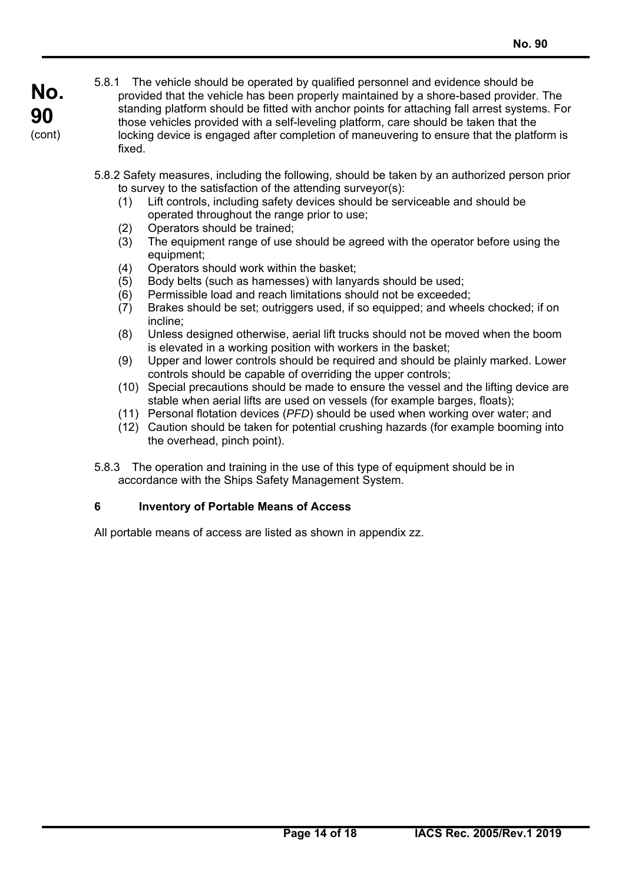5.8.1 The vehicle should be operated by qualified personnel and evidence should be provided that the vehicle has been properly maintained by a shore-based provider. The standing platform should be fitted with anchor points for attaching fall arrest systems. For those vehicles provided with a self-leveling platform, care should be taken that the locking device is engaged after completion of maneuvering to ensure that the platform is fixed.

5.8.2 Safety measures, including the following, should be taken by an authorized person prior to survey to the satisfaction of the attending surveyor(s):

(1) Lift controls, including safety devices should be serviceable and should be operated throughout the range prior to use;
(2) Operators should be trained;
(3) The equipment range of use should be agreed with the operator before using the equipment;
(4) Operators should work within the basket;
(5) Body belts (such as harnesses) with lanyards should be used;
(6) Permissible load and reach limitations should not be exceeded;
(7) Brakes should be set; outriggers used, if so equipped; and wheels chocked; if on incline;
(8) Unless designed otherwise, aerial lift trucks should not be moved when the boom is elevated in a working position with workers in the basket;
(9) Upper and lower controls should be required and should be plainly marked. Lower controls should be capable of overriding the upper controls;
(10) Special precautions should be made to ensure the vessel and the lifting device are stable when aerial lifts are used on vessels (for example barges, floats);
(11) Personal flotation devices (*PFD*) should be used when working over water; and
(12) Caution should be taken for potential crushing hazards (for example booming into the overhead, pinch point).

5.8.3 The operation and training in the use of this type of equipment should be in accordance with the Ships Safety Management System.

## 6 Inventory of Portable Means of Access

All portable means of access are listed as shown in appendix zz.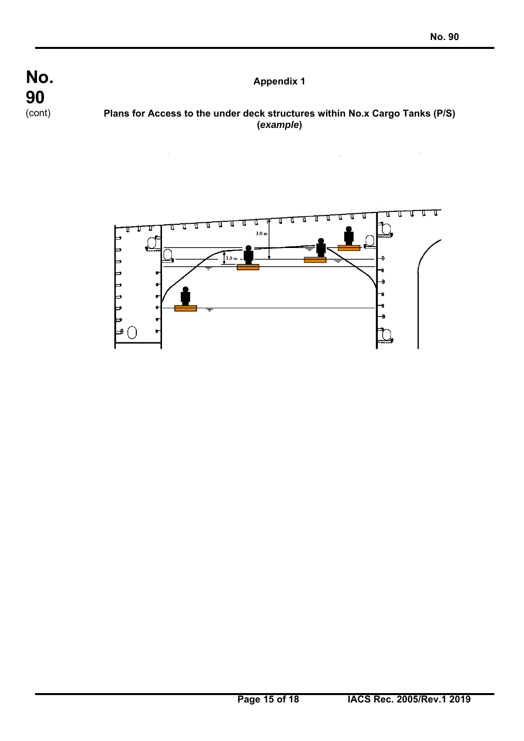## Appendix 1

**Plans for Access to the under deck structures within No.x Cargo Tanks (P/S) (*example*)**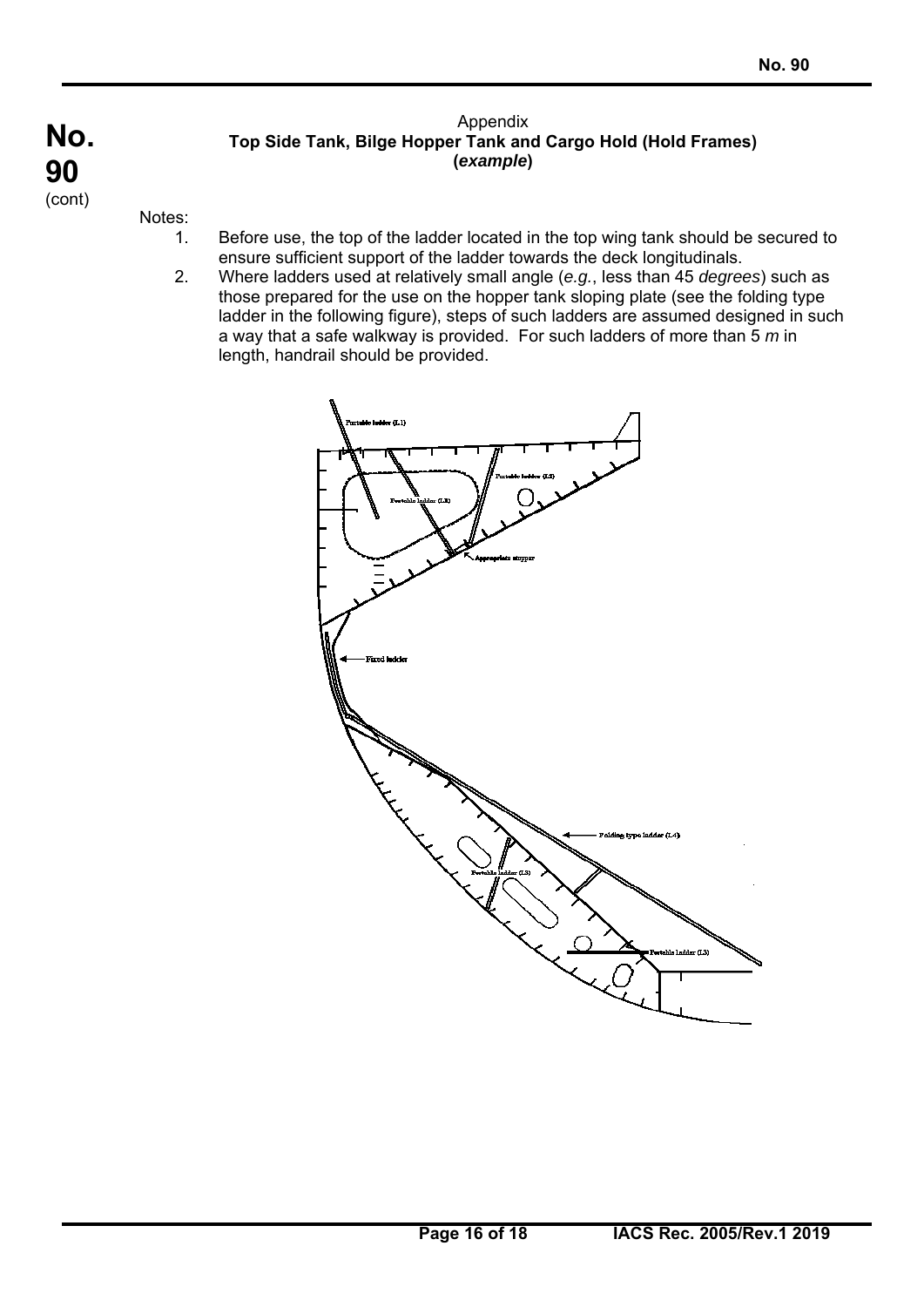## Appendix

### Top Side Tank, Bilge Hopper Tank and Cargo Hold (Hold Frames) (*example*)

Notes:

1. Before use, the top of the ladder located in the top wing tank should be secured to ensure sufficient support of the ladder towards the deck longitudinals.
2. Where ladders used at relatively small angle (*e.g.*, less than 45 *degrees*) such as those prepared for the use on the hopper tank sloping plate (see the folding type ladder in the following figure), steps of such ladders are assumed designed in such a way that a safe walkway is provided. For such ladders of more than 5 *m* in length, handrail should be provided.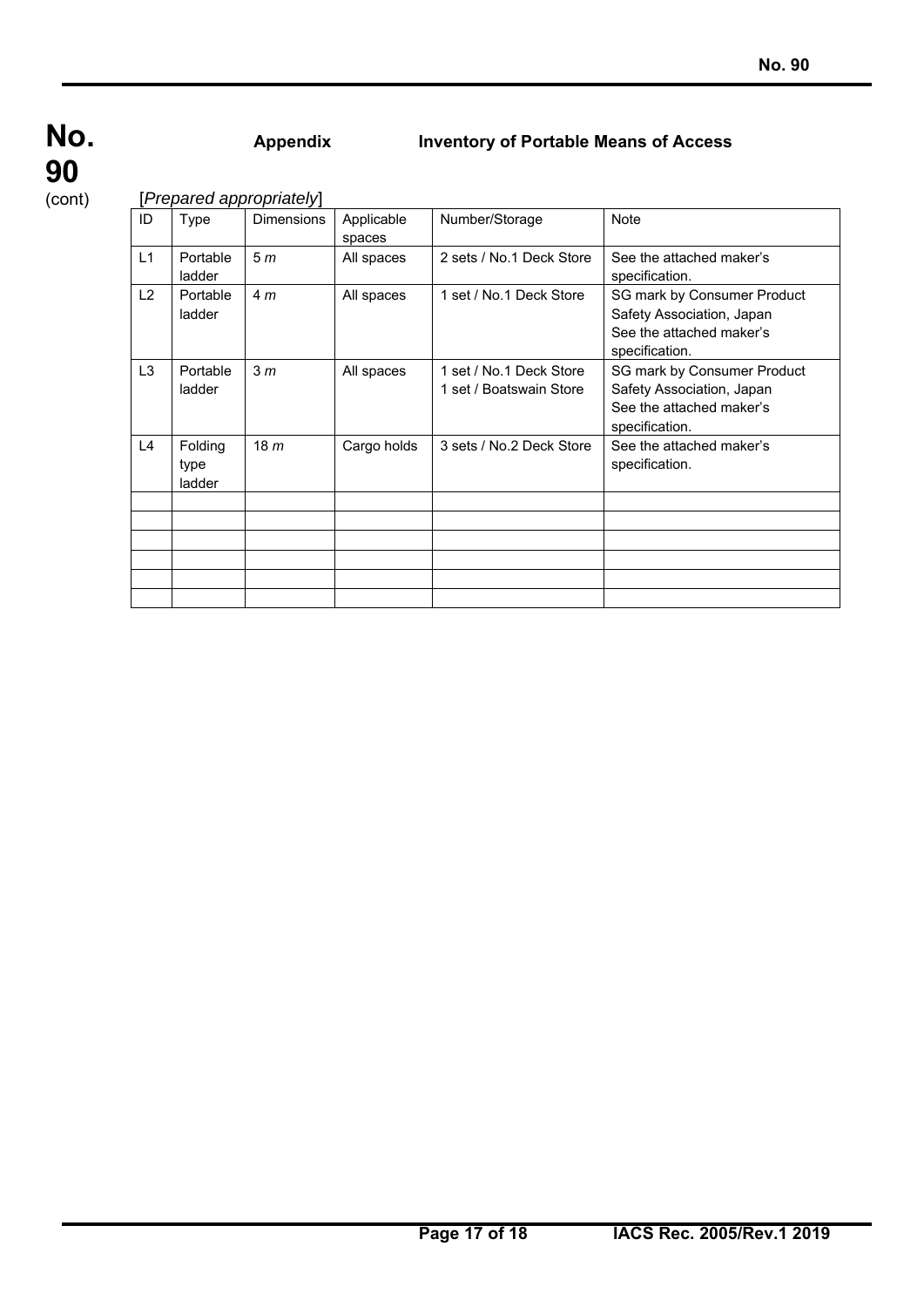## Appendix Inventory of Portable Means of Access

[*Prepared appropriately*]

| ID | Type | Dimensions | Applicable spaces | Number/Storage | Note |
|---|---|---|---|---|---|
| L1 | Portable ladder | 5 *m* | All spaces | 2 sets / No.1 Deck Store | See the attached maker's specification. |
| L2 | Portable ladder | 4 *m* | All spaces | 1 set / No.1 Deck Store | SG mark by Consumer Product Safety Association, Japan See the attached maker's specification. |
| L3 | Portable ladder | 3 *m* | All spaces | 1 set / No.1 Deck Store 1 set / Boatswain Store | SG mark by Consumer Product Safety Association, Japan See the attached maker's specification. |
| L4 | Folding type ladder | 18 *m* | Cargo holds | 3 sets / No.2 Deck Store | See the attached maker's specification. |
| | | | | | |
| | | | | | |
| | | | | | |
| | | | | | |
| | | | | | |
| | | | | | |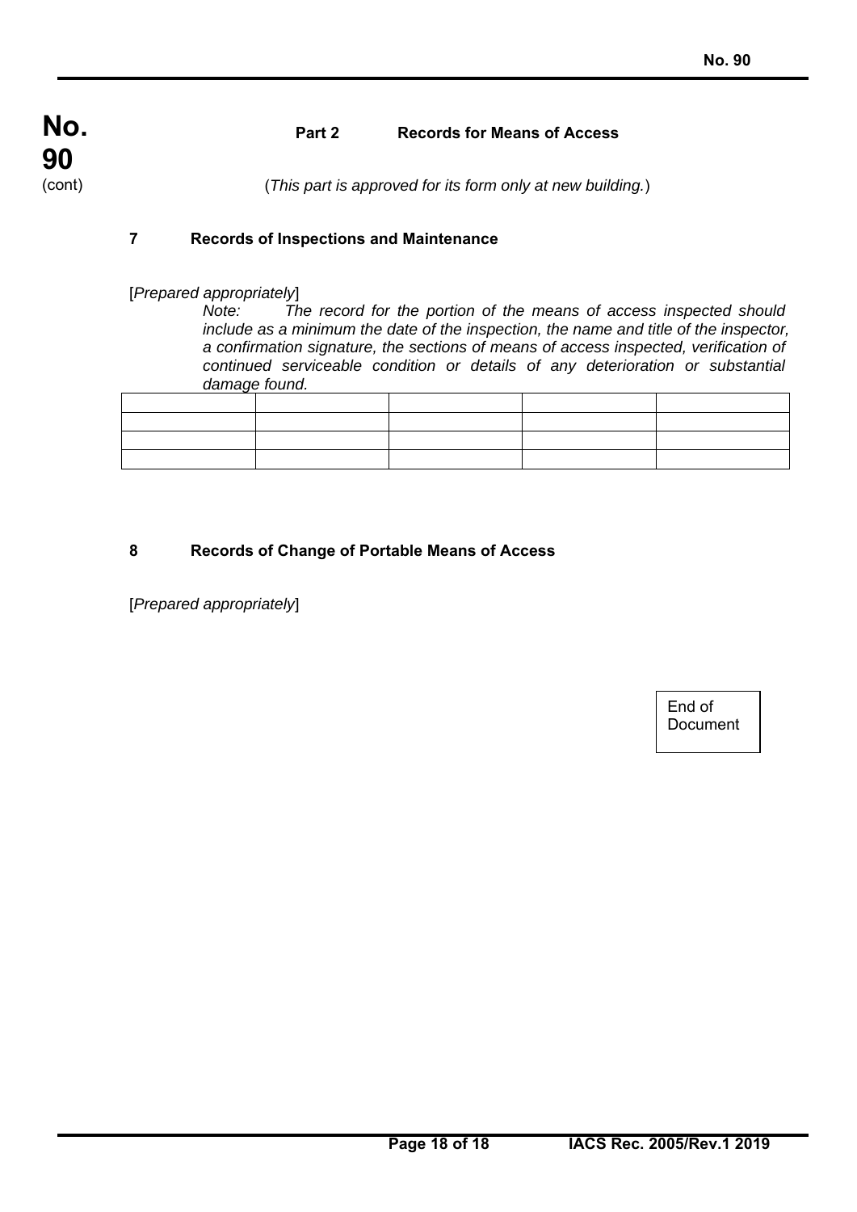## Part 2 Records for Means of Access

(*This part is approved for its form only at new building.*)

### 7 Records of Inspections and Maintenance

[*Prepared appropriately*]

*Note: The record for the portion of the means of access inspected should include as a minimum the date of the inspection, the name and title of the inspector, a confirmation signature, the sections of means of access inspected, verification of continued serviceable condition or details of any deterioration or substantial damage found.*

| | | | | |
|---|---|---|---|---|
| | | | | |
| | | | | |
| | | | | |
| | | | | |

### 8 Records of Change of Portable Means of Access

[*Prepared appropriately*]

End of Document